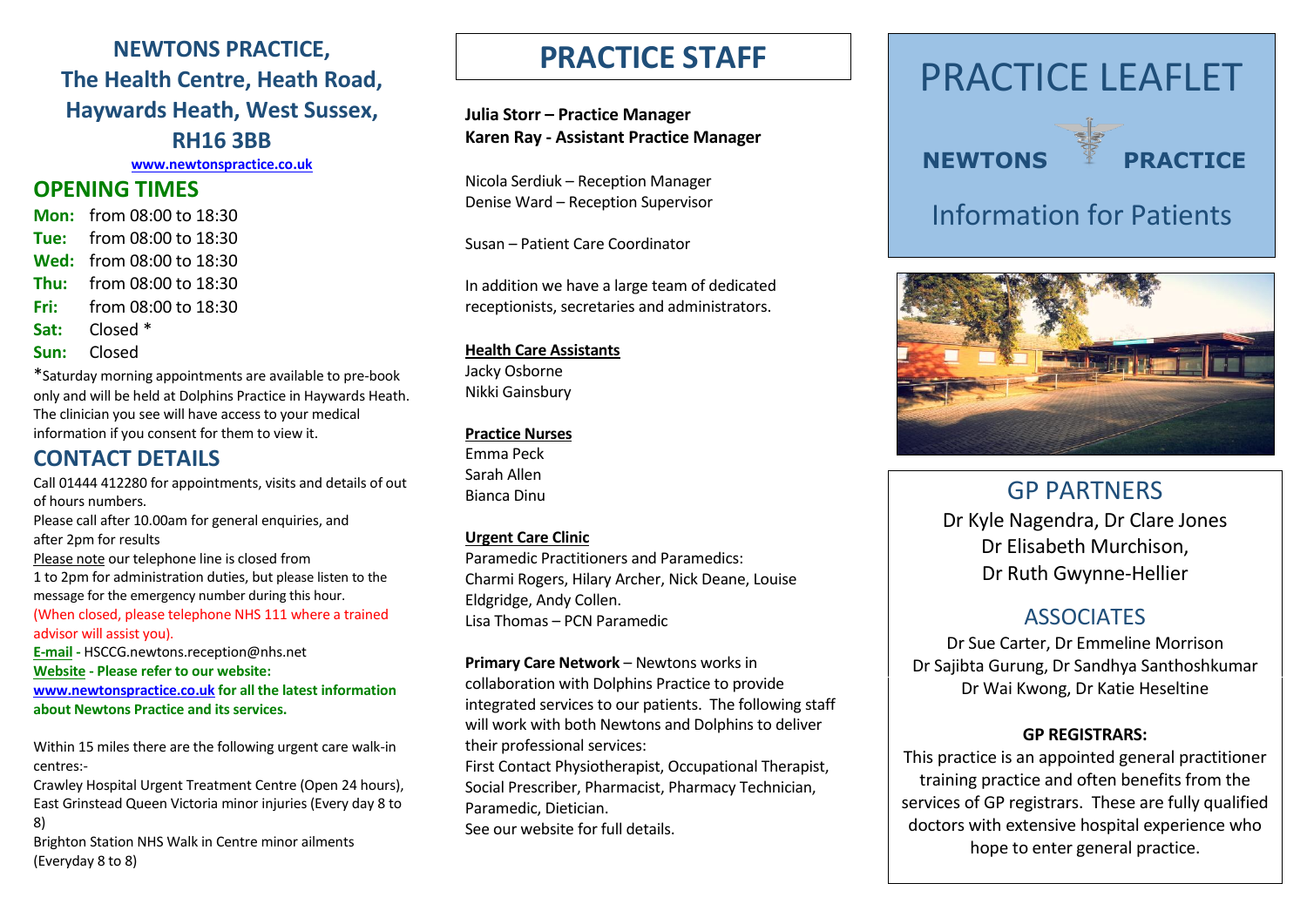# NEWTONS PRACTICE, The Health Centre, Heath Road, Haywards Heath, West Sussex, RH16 3BB

www.newtonspractice.co.uk

## OPENING TIMES

**Mon:** from 08:00 to 18:30
**Tue:** from 08:00 to 18:30
**Wed:** from 08:00 to 18:30
**Thu:** from 08:00 to 18:30
**Fri:** from 08:00 to 18:30
**Sat:** Closed *
**Sun:** Closed

*Saturday morning appointments are available to pre-book only and will be held at Dolphins Practice in Haywards Heath. The clinician you see will have access to your medical information if you consent for them to view it.

## CONTACT DETAILS

Call 01444 412280 for appointments, visits and details of out of hours numbers.
Please call after 10.00am for general enquiries, and after 2pm for results
Please note our telephone line is closed from 1 to 2pm for administration duties, but please listen to the message for the emergency number during this hour.
(When closed, please telephone NHS 111 where a trained advisor will assist you).
**E-mail** - HSCCG.newtons.reception@nhs.net
**Website - Please refer to our website: www.newtonspractice.co.uk for all the latest information about Newtons Practice and its services.**

Within 15 miles there are the following urgent care walk-in centres:-
Crawley Hospital Urgent Treatment Centre (Open 24 hours), East Grinstead Queen Victoria minor injuries (Every day 8 to 8)
Brighton Station NHS Walk in Centre minor ailments (Everyday 8 to 8)

# PRACTICE STAFF

**Julia Storr – Practice Manager**
**Karen Ray - Assistant Practice Manager**

Nicola Serdiuk – Reception Manager
Denise Ward – Reception Supervisor

Susan – Patient Care Coordinator

In addition we have a large team of dedicated receptionists, secretaries and administrators.

**Health Care Assistants**
Jacky Osborne
Nikki Gainsbury

**Practice Nurses**
Emma Peck
Sarah Allen
Bianca Dinu

**Urgent Care Clinic**
Paramedic Practitioners and Paramedics:
Charmi Rogers, Hilary Archer, Nick Deane, Louise Eldgridge, Andy Collen.
Lisa Thomas – PCN Paramedic

**Primary Care Network** – Newtons works in collaboration with Dolphins Practice to provide integrated services to our patients. The following staff will work with both Newtons and Dolphins to deliver their professional services:
First Contact Physiotherapist, Occupational Therapist, Social Prescriber, Pharmacist, Pharmacy Technician, Paramedic, Dietician.
See our website for full details.

# PRACTICE LEAFLET

**NEWTONS PRACTICE**

Information for Patients

## GP PARTNERS

Dr Kyle Nagendra, Dr Clare Jones
Dr Elisabeth Murchison,
Dr Ruth Gwynne-Hellier

## ASSOCIATES

Dr Sue Carter, Dr Emmeline Morrison
Dr Sajibta Gurung, Dr Sandhya Santhoshkumar
Dr Wai Kwong, Dr Katie Heseltine

### GP REGISTRARS:

This practice is an appointed general practitioner training practice and often benefits from the services of GP registrars. These are fully qualified doctors with extensive hospital experience who hope to enter general practice.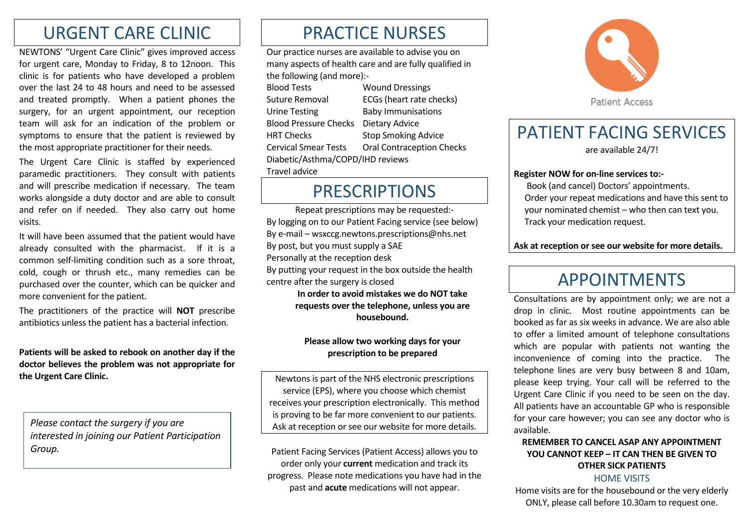# URGENT CARE CLINIC

NEWTONS' "Urgent Care Clinic" gives improved access for urgent care, Monday to Friday, 8 to 12noon. This clinic is for patients who have developed a problem over the last 24 to 48 hours and need to be assessed and treated promptly. When a patient phones the surgery, for an urgent appointment, our reception team will ask for an indication of the problem or symptoms to ensure that the patient is reviewed by the most appropriate practitioner for their needs.

The Urgent Care Clinic is staffed by experienced paramedic practitioners. They consult with patients and will prescribe medication if necessary. The team works alongside a duty doctor and are able to consult and refer on if needed. They also carry out home visits.

It will have been assumed that the patient would have already consulted with the pharmacist. If it is a common self-limiting condition such as a sore throat, cold, cough or thrush etc., many remedies can be purchased over the counter, which can be quicker and more convenient for the patient.

The practitioners of the practice will **NOT** prescribe antibiotics unless the patient has a bacterial infection.

**Patients will be asked to rebook on another day if the doctor believes the problem was not appropriate for the Urgent Care Clinic.**

*Please contact the surgery if you are interested in joining our Patient Participation Group.*

# PRACTICE NURSES

Our practice nurses are available to advise you on many aspects of health care and are fully qualified in the following (and more):-

| | |
|---|---|
| Blood Tests | Wound Dressings |
| Suture Removal | ECGs (heart rate checks) |
| Urine Testing | Baby Immunisations |
| Blood Pressure Checks | Dietary Advice |
| HRT Checks | Stop Smoking Advice |
| Cervical Smear Tests | Oral Contraception Checks |

Diabetic/Asthma/COPD/IHD reviews
Travel advice

# PRESCRIPTIONS

Repeat prescriptions may be requested:-

By logging on to our Patient Facing service (see below)
By e-mail – wsxccg.newtons.prescriptions@nhs.net
By post, but you must supply a SAE
Personally at the reception desk
By putting your request in the box outside the health centre after the surgery is closed

**In order to avoid mistakes we do NOT take requests over the telephone, unless you are housebound.**

**Please allow two working days for your prescription to be prepared**

Newtons is part of the NHS electronic prescriptions service (EPS), where you choose which chemist receives your prescription electronically. This method is proving to be far more convenient to our patients. Ask at reception or see our website for more details.

Patient Facing Services (Patient Access) allows you to order only your **current** medication and track its progress. Please note medications you have had in the past and **acute** medications will not appear.

Patient Access

# PATIENT FACING SERVICES

are available 24/7!

**Register NOW for on-line services to:-**

Book (and cancel) Doctors' appointments.
Order your repeat medications and have this sent to your nominated chemist – who then can text you.
Track your medication request.

**Ask at reception or see our website for more details.**

# APPOINTMENTS

Consultations are by appointment only; we are not a drop in clinic. Most routine appointments can be booked as far as six weeks in advance. We are also able to offer a limited amount of telephone consultations which are popular with patients not wanting the inconvenience of coming into the practice. The telephone lines are very busy between 8 and 10am, please keep trying. Your call will be referred to the Urgent Care Clinic if you need to be seen on the day. All patients have an accountable GP who is responsible for your care however; you can see any doctor who is available.

**REMEMBER TO CANCEL ASAP ANY APPOINTMENT YOU CANNOT KEEP – IT CAN THEN BE GIVEN TO OTHER SICK PATIENTS**

## HOME VISITS

Home visits are for the housebound or the very elderly ONLY, please call before 10.30am to request one.